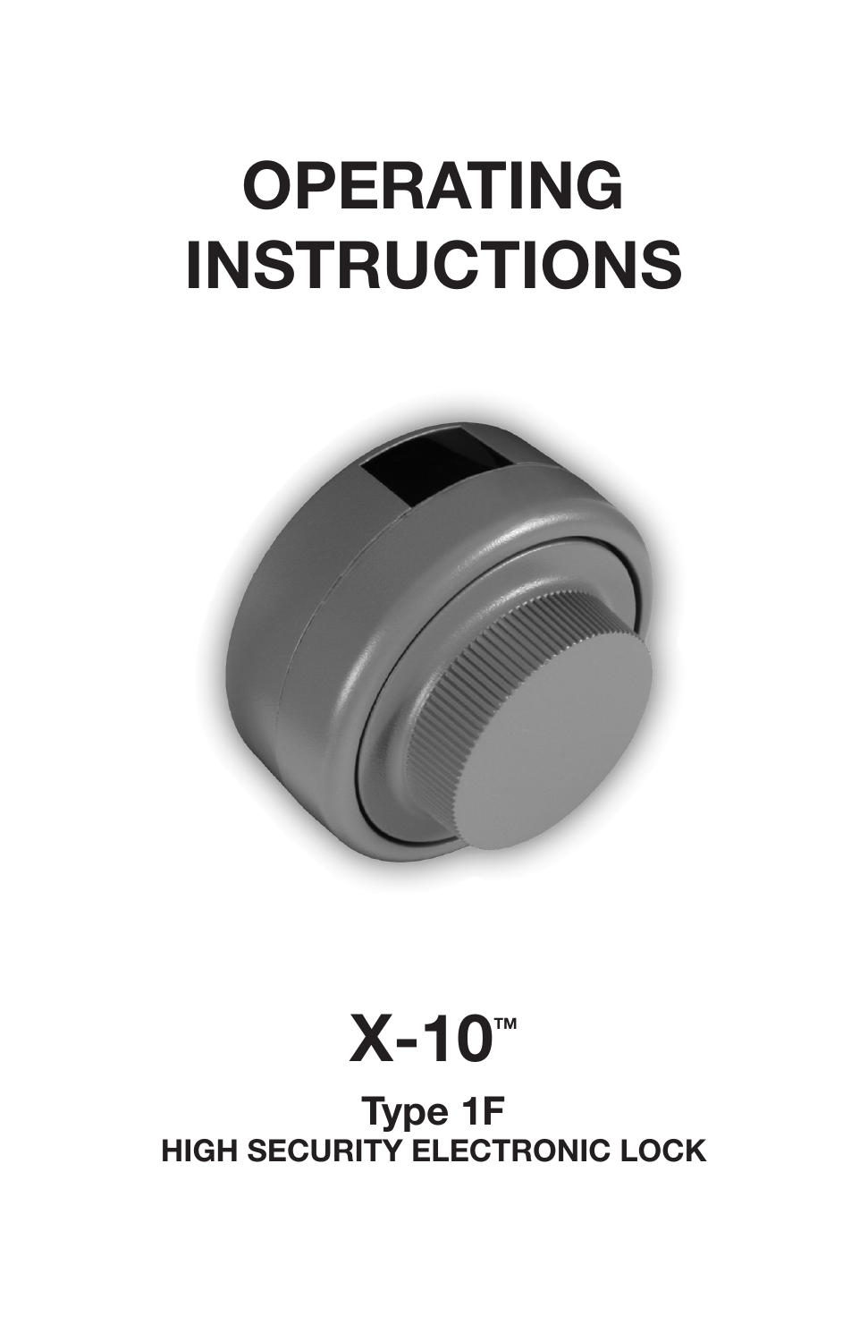# OPERATING INSTRUCTIONS

# X-10™

## Type 1F

### HIGH SECURITY ELECTRONIC LOCK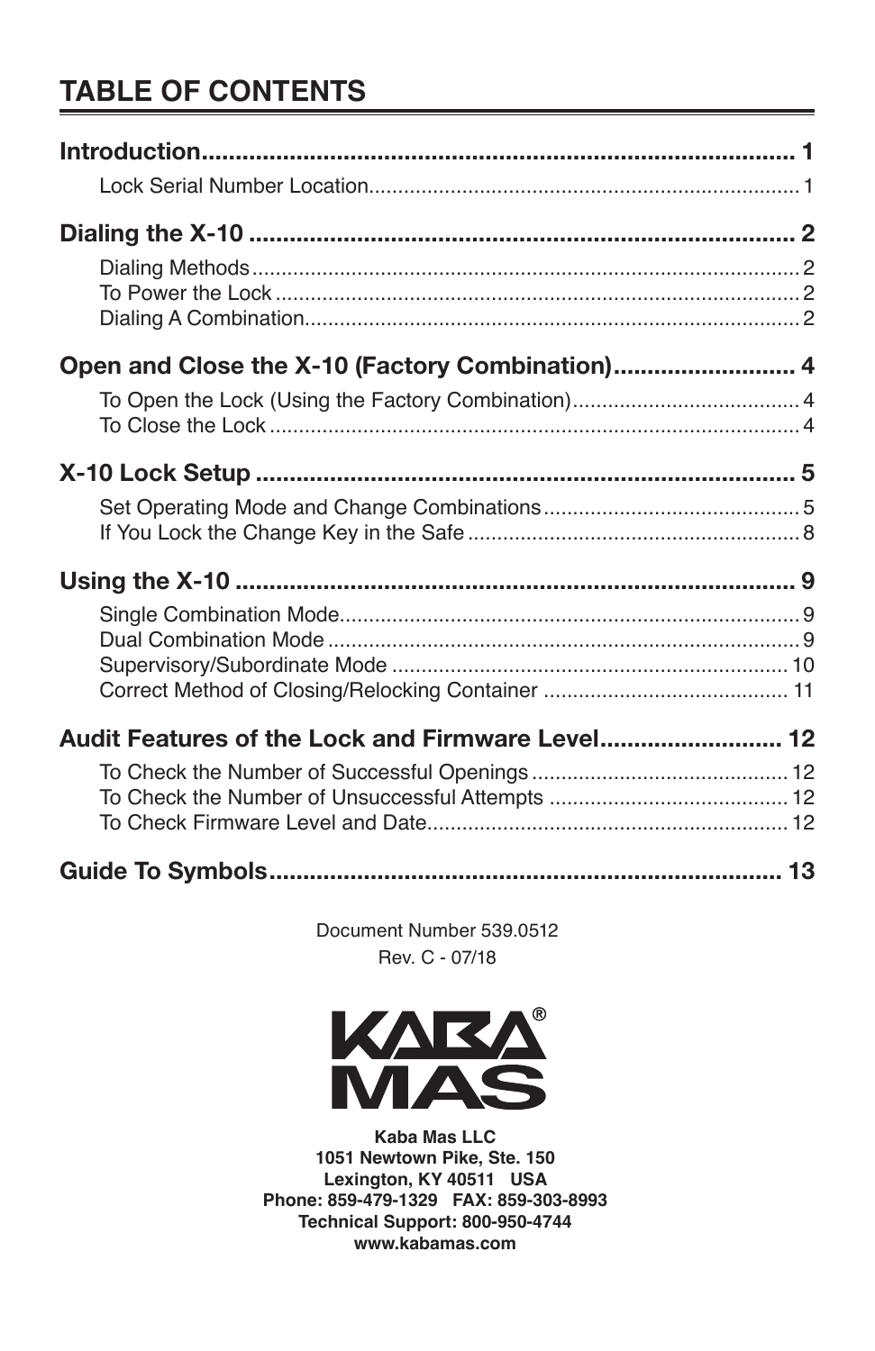# TABLE OF CONTENTS

**Introduction....................................................................................... 1**

- Lock Serial Number Location........................................................................ 1

**Dialing the X-10 ............................................................................... 2**

- Dialing Methods............................................................................................. 2
- To Power the Lock ......................................................................................... 2
- Dialing A Combination.................................................................................... 2

**Open and Close the X-10 (Factory Combination)........................... 4**

- To Open the Lock (Using the Factory Combination)...................................... 4
- To Close the Lock .......................................................................................... 4

**X-10 Lock Setup ............................................................................... 5**

- Set Operating Mode and Change Combinations............................................ 5
- If You Lock the Change Key in the Safe ........................................................ 8

**Using the X-10 .................................................................................. 9**

- Single Combination Mode.............................................................................. 9
- Dual Combination Mode ................................................................................ 9
- Supervisory/Subordinate Mode .................................................................... 10
- Correct Method of Closing/Relocking Container .......................................... 11

**Audit Features of the Lock and Firmware Level........................... 12**

- To Check the Number of Successful Openings ............................................ 12
- To Check the Number of Unsuccessful Attempts ......................................... 12
- To Check Firmware Level and Date.............................................................. 12

**Guide To Symbols........................................................................... 13**

Document Number 539.0512
Rev. C - 07/18

KABA® MAS

**Kaba Mas LLC**
**1051 Newtown Pike, Ste. 150**
**Lexington, KY 40511 USA**
**Phone: 859-479-1329 FAX: 859-303-8993**
**Technical Support: 800-950-4744**
**www.kabamas.com**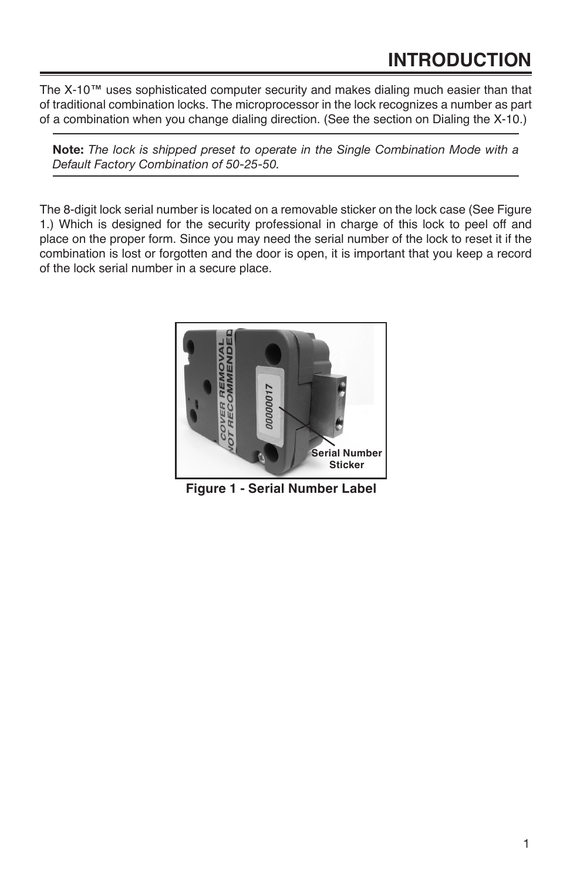# INTRODUCTION

The X-10™ uses sophisticated computer security and makes dialing much easier than that of traditional combination locks. The microprocessor in the lock recognizes a number as part of a combination when you change dialing direction. (See the section on Dialing the X-10.)

**Note:** *The lock is shipped preset to operate in the Single Combination Mode with a Default Factory Combination of 50-25-50.*

The 8-digit lock serial number is located on a removable sticker on the lock case (See Figure 1.) Which is designed for the security professional in charge of this lock to peel off and place on the proper form. Since you may need the serial number of the lock to reset it if the combination is lost or forgotten and the door is open, it is important that you keep a record of the lock serial number in a secure place.

**Figure 1 - Serial Number Label**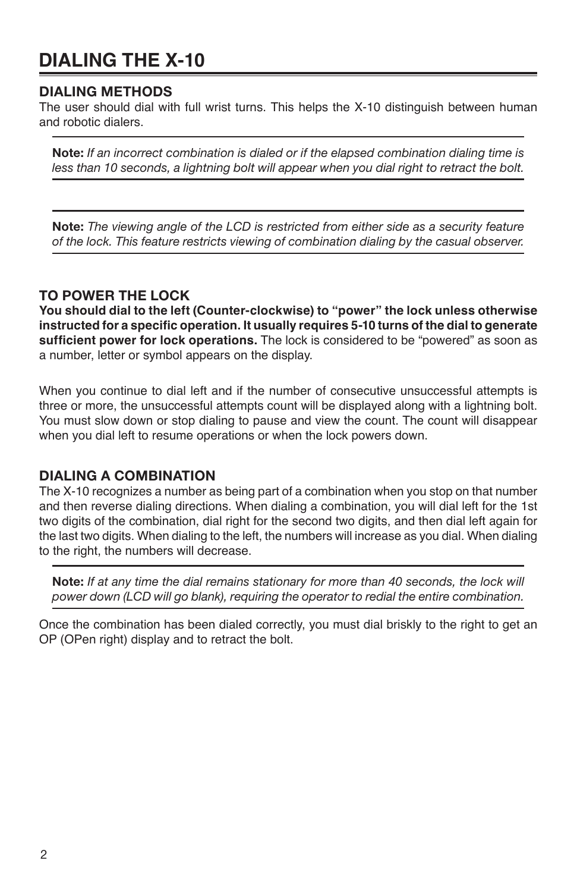# DIALING THE X-10

## DIALING METHODS

The user should dial with full wrist turns. This helps the X-10 distinguish between human and robotic dialers.

---

**Note:** *If an incorrect combination is dialed or if the elapsed combination dialing time is less than 10 seconds, a lightning bolt will appear when you dial right to retract the bolt.*

---

---

**Note:** *The viewing angle of the LCD is restricted from either side as a security feature of the lock. This feature restricts viewing of combination dialing by the casual observer.*

---

## TO POWER THE LOCK

**You should dial to the left (Counter-clockwise) to "power" the lock unless otherwise instructed for a specific operation. It usually requires 5-10 turns of the dial to generate sufficient power for lock operations.** The lock is considered to be "powered" as soon as a number, letter or symbol appears on the display.

When you continue to dial left and if the number of consecutive unsuccessful attempts is three or more, the unsuccessful attempts count will be displayed along with a lightning bolt. You must slow down or stop dialing to pause and view the count. The count will disappear when you dial left to resume operations or when the lock powers down.

## DIALING A COMBINATION

The X-10 recognizes a number as being part of a combination when you stop on that number and then reverse dialing directions. When dialing a combination, you will dial left for the 1st two digits of the combination, dial right for the second two digits, and then dial left again for the last two digits. When dialing to the left, the numbers will increase as you dial. When dialing to the right, the numbers will decrease.

---

**Note:** *If at any time the dial remains stationary for more than 40 seconds, the lock will power down (LCD will go blank), requiring the operator to redial the entire combination.*

---

Once the combination has been dialed correctly, you must dial briskly to the right to get an OP (OPen right) display and to retract the bolt.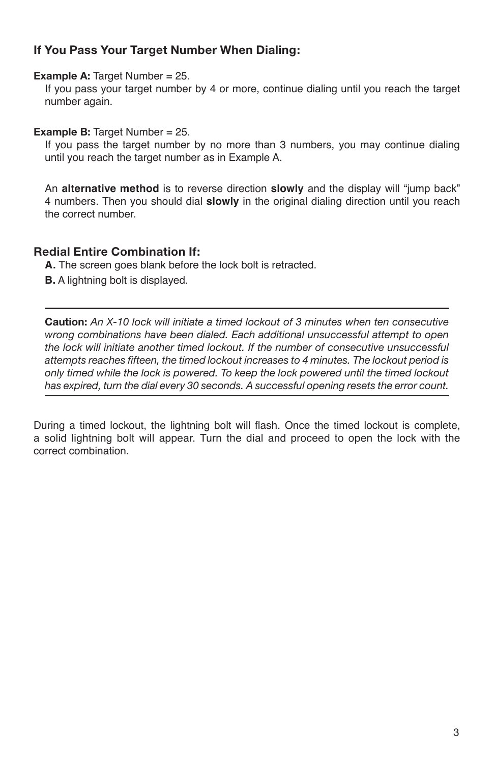### If You Pass Your Target Number When Dialing:

**Example A:** Target Number = 25.

If you pass your target number by 4 or more, continue dialing until you reach the target number again.

**Example B:** Target Number = 25.

If you pass the target number by no more than 3 numbers, you may continue dialing until you reach the target number as in Example A.

An **alternative method** is to reverse direction **slowly** and the display will "jump back" 4 numbers. Then you should dial **slowly** in the original dialing direction until you reach the correct number.

### Redial Entire Combination If:

**A.** The screen goes blank before the lock bolt is retracted.

**B.** A lightning bolt is displayed.

---

**Caution:** *An X-10 lock will initiate a timed lockout of 3 minutes when ten consecutive wrong combinations have been dialed. Each additional unsuccessful attempt to open the lock will initiate another timed lockout. If the number of consecutive unsuccessful attempts reaches fifteen, the timed lockout increases to 4 minutes. The lockout period is only timed while the lock is powered. To keep the lock powered until the timed lockout has expired, turn the dial every 30 seconds. A successful opening resets the error count.*

---

During a timed lockout, the lightning bolt will flash. Once the timed lockout is complete, a solid lightning bolt will appear. Turn the dial and proceed to open the lock with the correct combination.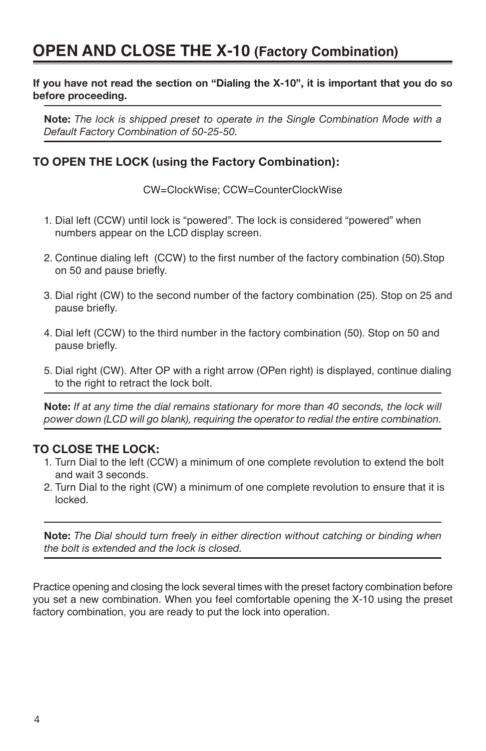# OPEN AND CLOSE THE X-10 (Factory Combination)

**If you have not read the section on "Dialing the X-10", it is important that you do so before proceeding.**

**Note:** *The lock is shipped preset to operate in the Single Combination Mode with a Default Factory Combination of 50-25-50.*

### TO OPEN THE LOCK (using the Factory Combination):

CW=ClockWise; CCW=CounterClockWise

1. Dial left (CCW) until lock is "powered". The lock is considered "powered" when numbers appear on the LCD display screen.
2. Continue dialing left (CCW) to the first number of the factory combination (50).Stop on 50 and pause briefly.
3. Dial right (CW) to the second number of the factory combination (25). Stop on 25 and pause briefly.
4. Dial left (CCW) to the third number in the factory combination (50). Stop on 50 and pause briefly.
5. Dial right (CW). After OP with a right arrow (OPen right) is displayed, continue dialing to the right to retract the lock bolt.

**Note:** *If at any time the dial remains stationary for more than 40 seconds, the lock will power down (LCD will go blank), requiring the operator to redial the entire combination.*

### TO CLOSE THE LOCK:

1. Turn Dial to the left (CCW) a minimum of one complete revolution to extend the bolt and wait 3 seconds.
2. Turn Dial to the right (CW) a minimum of one complete revolution to ensure that it is locked.

**Note:** *The Dial should turn freely in either direction without catching or binding when the bolt is extended and the lock is closed.*

Practice opening and closing the lock several times with the preset factory combination before you set a new combination. When you feel comfortable opening the X-10 using the preset factory combination, you are ready to put the lock into operation.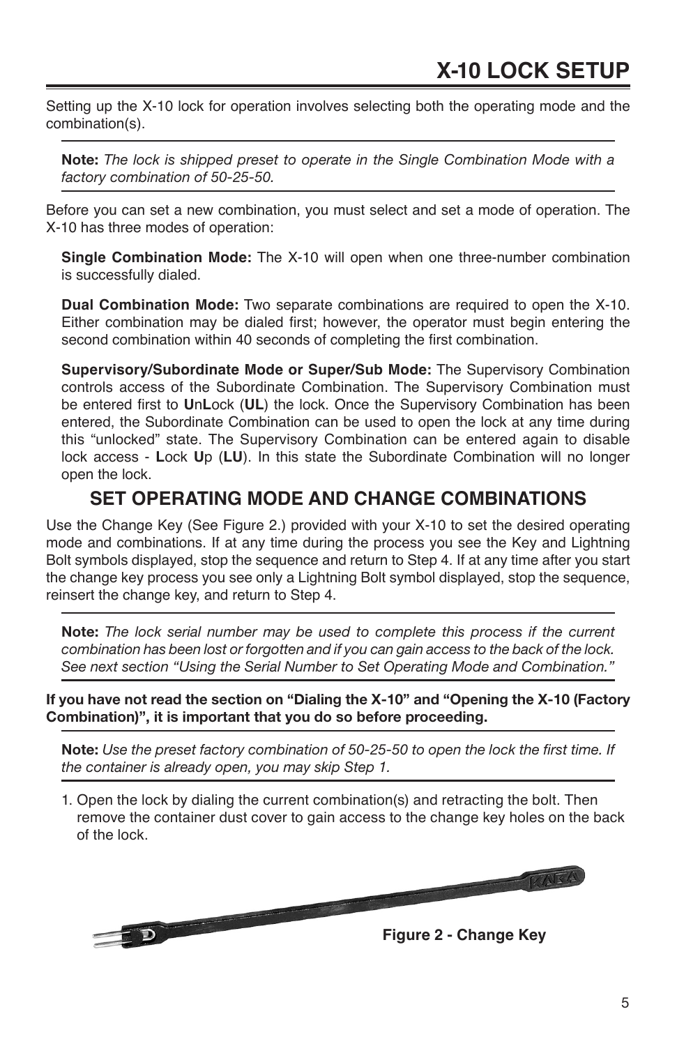# X-10 LOCK SETUP

Setting up the X-10 lock for operation involves selecting both the operating mode and the combination(s).

**Note:** *The lock is shipped preset to operate in the Single Combination Mode with a factory combination of 50-25-50.*

Before you can set a new combination, you must select and set a mode of operation. The X-10 has three modes of operation:

**Single Combination Mode:** The X-10 will open when one three-number combination is successfully dialed.

**Dual Combination Mode:** Two separate combinations are required to open the X-10. Either combination may be dialed first; however, the operator must begin entering the second combination within 40 seconds of completing the first combination.

**Supervisory/Subordinate Mode or Super/Sub Mode:** The Supervisory Combination controls access of the Subordinate Combination. The Supervisory Combination must be entered first to **U**n**L**ock (**UL**) the lock. Once the Supervisory Combination has been entered, the Subordinate Combination can be used to open the lock at any time during this "unlocked" state. The Supervisory Combination can be entered again to disable lock access - **L**ock **U**p (**LU**). In this state the Subordinate Combination will no longer open the lock.

## SET OPERATING MODE AND CHANGE COMBINATIONS

Use the Change Key (See Figure 2.) provided with your X-10 to set the desired operating mode and combinations. If at any time during the process you see the Key and Lightning Bolt symbols displayed, stop the sequence and return to Step 4. If at any time after you start the change key process you see only a Lightning Bolt symbol displayed, stop the sequence, reinsert the change key, and return to Step 4.

**Note:** *The lock serial number may be used to complete this process if the current combination has been lost or forgotten and if you can gain access to the back of the lock. See next section "Using the Serial Number to Set Operating Mode and Combination."*

**If you have not read the section on "Dialing the X-10" and "Opening the X-10 (Factory Combination)", it is important that you do so before proceeding.**

**Note:** *Use the preset factory combination of 50-25-50 to open the lock the first time. If the container is already open, you may skip Step 1.*

1. Open the lock by dialing the current combination(s) and retracting the bolt. Then remove the container dust cover to gain access to the change key holes on the back of the lock.

**Figure 2 - Change Key**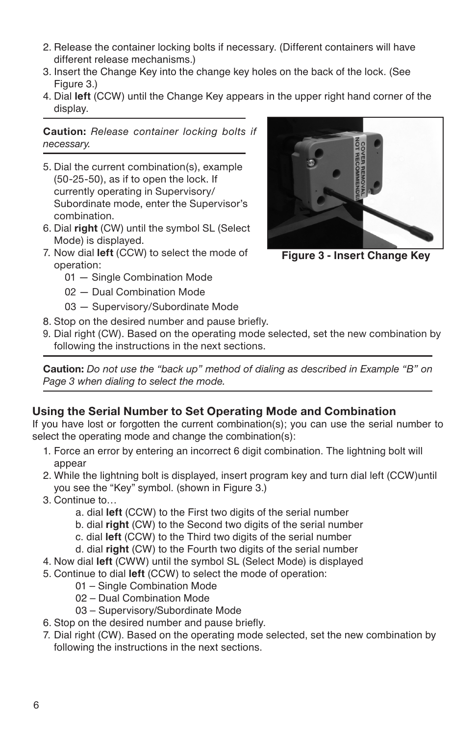2. Release the container locking bolts if necessary. (Different containers will have different release mechanisms.)
3. Insert the Change Key into the change key holes on the back of the lock. (See Figure 3.)
4. Dial **left** (CCW) until the Change Key appears in the upper right hand corner of the display.

**Caution:** *Release container locking bolts if necessary.*

5. Dial the current combination(s), example (50-25-50), as if to open the lock. If currently operating in Supervisory/ Subordinate mode, enter the Supervisor's combination.
6. Dial **right** (CW) until the symbol SL (Select Mode) is displayed.
7. Now dial **left** (CCW) to select the mode of operation:
   - 01 — Single Combination Mode
   - 02 — Dual Combination Mode
   - 03 — Supervisory/Subordinate Mode
8. Stop on the desired number and pause briefly.
9. Dial right (CW). Based on the operating mode selected, set the new combination by following the instructions in the next sections.

**Figure 3 - Insert Change Key**

**Caution:** *Do not use the "back up" method of dialing as described in Example "B" on Page 3 when dialing to select the mode.*

### Using the Serial Number to Set Operating Mode and Combination

If you have lost or forgotten the current combination(s); you can use the serial number to select the operating mode and change the combination(s):

1. Force an error by entering an incorrect 6 digit combination. The lightning bolt will appear
2. While the lightning bolt is displayed, insert program key and turn dial left (CCW)until you see the "Key" symbol. (shown in Figure 3.)
3. Continue to…
   - a. dial **left** (CCW) to the First two digits of the serial number
   - b. dial **right** (CW) to the Second two digits of the serial number
   - c. dial **left** (CCW) to the Third two digits of the serial number
   - d. dial **right** (CW) to the Fourth two digits of the serial number
4. Now dial **left** (CWW) until the symbol SL (Select Mode) is displayed
5. Continue to dial **left** (CCW) to select the mode of operation:
   - 01 – Single Combination Mode
   - 02 – Dual Combination Mode
   - 03 – Supervisory/Subordinate Mode
6. Stop on the desired number and pause briefly.
7. Dial right (CW). Based on the operating mode selected, set the new combination by following the instructions in the next sections.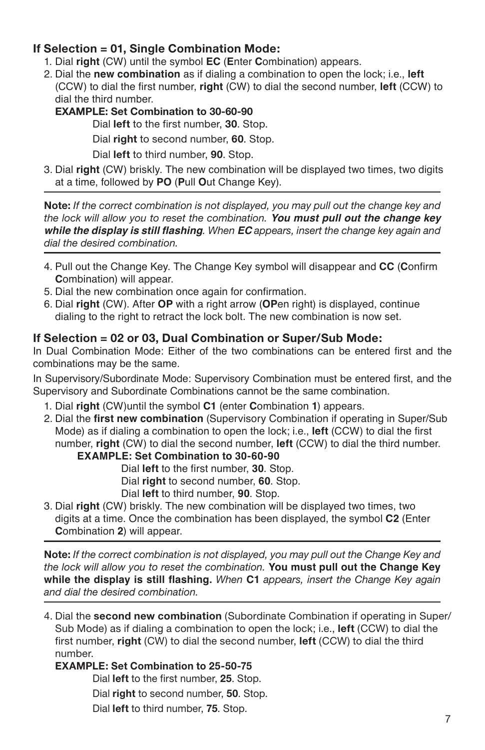### If Selection = 01, Single Combination Mode:

1. Dial **right** (CW) until the symbol **EC** (**E**nter **C**ombination) appears.
2. Dial the **new combination** as if dialing a combination to open the lock; i.e., **left** (CCW) to dial the first number, **right** (CW) to dial the second number, **left** (CCW) to dial the third number.

   **EXAMPLE: Set Combination to 30-60-90**

   Dial **left** to the first number, **30**. Stop.

   Dial **right** to second number, **60**. Stop.

   Dial **left** to third number, **90**. Stop.
3. Dial **right** (CW) briskly. The new combination will be displayed two times, two digits at a time, followed by **PO** (**P**ull **O**ut Change Key).

---

**Note:** *If the correct combination is not displayed, you may pull out the change key and the lock will allow you to reset the combination.* ***You must pull out the change key while the display is still flashing****. When* ***EC*** *appears, insert the change key again and dial the desired combination.*

---

4. Pull out the Change Key. The Change Key symbol will disappear and **CC** (**C**onfirm **C**ombination) will appear.
5. Dial the new combination once again for confirmation.
6. Dial **right** (CW). After **OP** with a right arrow (**OP**en right) is displayed, continue dialing to the right to retract the lock bolt. The new combination is now set.

### If Selection = 02 or 03, Dual Combination or Super/Sub Mode:

In Dual Combination Mode: Either of the two combinations can be entered first and the combinations may be the same.

In Supervisory/Subordinate Mode: Supervisory Combination must be entered first, and the Supervisory and Subordinate Combinations cannot be the same combination.

1. Dial **right** (CW)until the symbol **C1** (enter **C**ombination **1**) appears.
2. Dial the **first new combination** (Supervisory Combination if operating in Super/Sub Mode) as if dialing a combination to open the lock; i.e., **left** (CCW) to dial the first number, **right** (CW) to dial the second number, **left** (CCW) to dial the third number.

   **EXAMPLE: Set Combination to 30-60-90**

   Dial **left** to the first number, **30**. Stop.

   Dial **right** to second number, **60**. Stop.

   Dial **left** to third number, **90**. Stop.
3. Dial **right** (CW) briskly. The new combination will be displayed two times, two digits at a time. Once the combination has been displayed, the symbol **C2** (Enter **C**ombination **2**) will appear.

---

**Note:** *If the correct combination is not displayed, you may pull out the Change Key and the lock will allow you to reset the combination.* **You must pull out the Change Key while the display is still flashing.** *When* **C1** *appears, insert the Change Key again and dial the desired combination.*

---

4. Dial the **second new combination** (Subordinate Combination if operating in Super/Sub Mode) as if dialing a combination to open the lock; i.e., **left** (CCW) to dial the first number, **right** (CW) to dial the second number, **left** (CCW) to dial the third number.

   **EXAMPLE: Set Combination to 25-50-75**

   Dial **left** to the first number, **25**. Stop.

   Dial **right** to second number, **50**. Stop.

   Dial **left** to third number, **75**. Stop.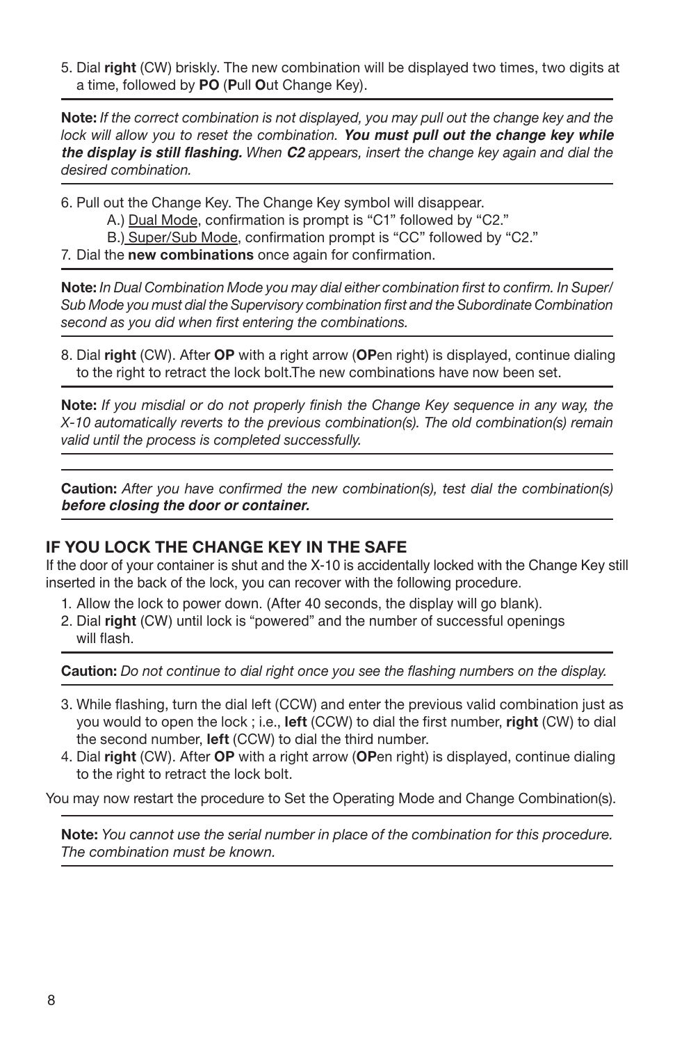5. Dial **right** (CW) briskly. The new combination will be displayed two times, two digits at a time, followed by **PO** (**P**ull **O**ut Change Key).

---

**Note:** *If the correct combination is not displayed, you may pull out the change key and the lock will allow you to reset the combination.* ***You must pull out the change key while the display is still flashing.*** *When* ***C2*** *appears, insert the change key again and dial the desired combination.*

---

6. Pull out the Change Key. The Change Key symbol will disappear.
   A.) Dual Mode, confirmation is prompt is "C1" followed by "C2."
   B.) Super/Sub Mode, confirmation prompt is "CC" followed by "C2."
7. Dial the **new combinations** once again for confirmation.

---

**Note:** *In Dual Combination Mode you may dial either combination first to confirm. In Super/Sub Mode you must dial the Supervisory combination first and the Subordinate Combination second as you did when first entering the combinations.*

---

8. Dial **right** (CW). After **OP** with a right arrow (**OP**en right) is displayed, continue dialing to the right to retract the lock bolt.The new combinations have now been set.

---

**Note:** *If you misdial or do not properly finish the Change Key sequence in any way, the X-10 automatically reverts to the previous combination(s). The old combination(s) remain valid until the process is completed successfully.*

---

**Caution:** *After you have confirmed the new combination(s), test dial the combination(s)* ***before closing the door or container.***

---

### IF YOU LOCK THE CHANGE KEY IN THE SAFE

If the door of your container is shut and the X-10 is accidentally locked with the Change Key still inserted in the back of the lock, you can recover with the following procedure.

1. Allow the lock to power down. (After 40 seconds, the display will go blank).
2. Dial **right** (CW) until lock is "powered" and the number of successful openings will flash.

---

**Caution:** *Do not continue to dial right once you see the flashing numbers on the display.*

---

3. While flashing, turn the dial left (CCW) and enter the previous valid combination just as you would to open the lock ; i.e., **left** (CCW) to dial the first number, **right** (CW) to dial the second number, **left** (CCW) to dial the third number.
4. Dial **right** (CW). After **OP** with a right arrow (**OP**en right) is displayed, continue dialing to the right to retract the lock bolt.

You may now restart the procedure to Set the Operating Mode and Change Combination(s).

---

**Note:** *You cannot use the serial number in place of the combination for this procedure. The combination must be known.*

---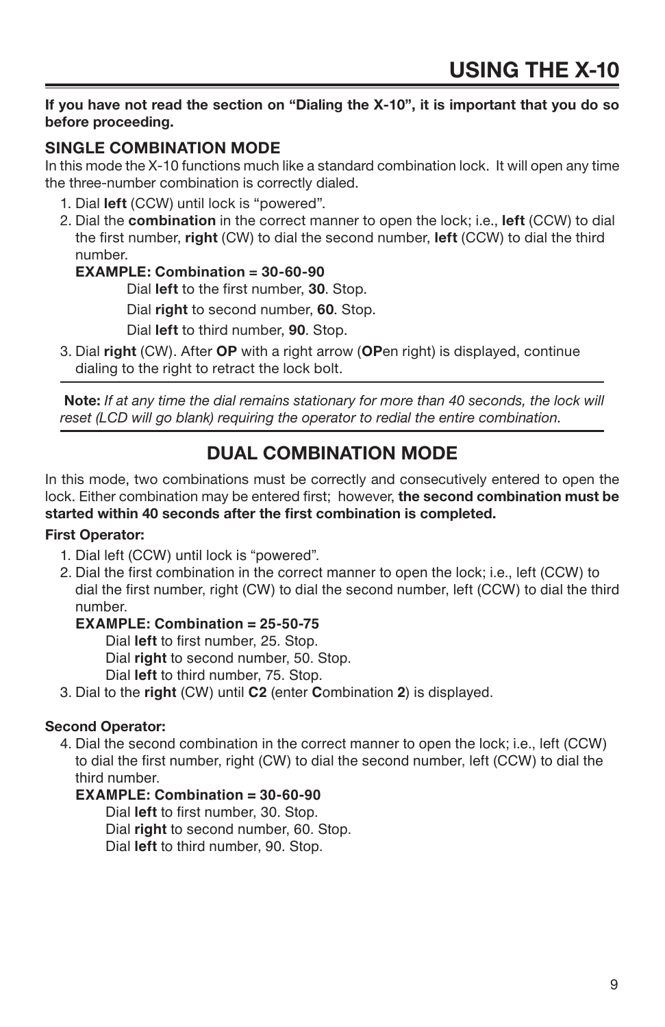# USING THE X-10

**If you have not read the section on "Dialing the X-10", it is important that you do so before proceeding.**

### SINGLE COMBINATION MODE

In this mode the X-10 functions much like a standard combination lock. It will open any time the three-number combination is correctly dialed.

1. Dial **left** (CCW) until lock is "powered".
2. Dial the **combination** in the correct manner to open the lock; i.e., **left** (CCW) to dial the first number, **right** (CW) to dial the second number, **left** (CCW) to dial the third number.

   **EXAMPLE: Combination = 30-60-90**

   Dial **left** to the first number, **30**. Stop.

   Dial **right** to second number, **60**. Stop.

   Dial **left** to third number, **90**. Stop.
3. Dial **right** (CW). After **OP** with a right arrow (**OP**en right) is displayed, continue dialing to the right to retract the lock bolt.

**Note:** *If at any time the dial remains stationary for more than 40 seconds, the lock will reset (LCD will go blank) requiring the operator to redial the entire combination.*

## DUAL COMBINATION MODE

In this mode, two combinations must be correctly and consecutively entered to open the lock. Either combination may be entered first; however, **the second combination must be started within 40 seconds after the first combination is completed.**

**First Operator:**

1. Dial left (CCW) until lock is "powered".
2. Dial the first combination in the correct manner to open the lock; i.e., left (CCW) to dial the first number, right (CW) to dial the second number, left (CCW) to dial the third number.

   **EXAMPLE: Combination = 25-50-75**

   Dial **left** to first number, 25. Stop.
   Dial **right** to second number, 50. Stop.
   Dial **left** to third number, 75. Stop.
3. Dial to the **right** (CW) until **C2** (enter **C**ombination **2**) is displayed.

**Second Operator:**

4. Dial the second combination in the correct manner to open the lock; i.e., left (CCW) to dial the first number, right (CW) to dial the second number, left (CCW) to dial the third number.

   **EXAMPLE: Combination = 30-60-90**

   Dial **left** to first number, 30. Stop.
   Dial **right** to second number, 60. Stop.
   Dial **left** to third number, 90. Stop.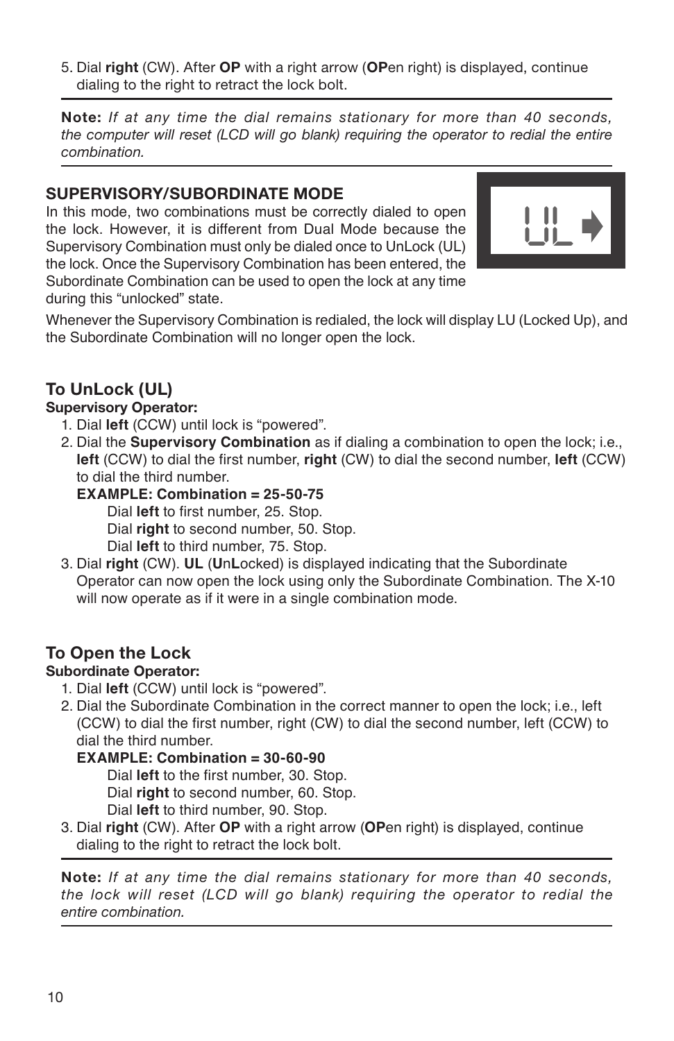5. Dial **right** (CW). After **OP** with a right arrow (**OP**en right) is displayed, continue dialing to the right to retract the lock bolt.

---

**Note:** *If at any time the dial remains stationary for more than 40 seconds, the computer will reset (LCD will go blank) requiring the operator to redial the entire combination.*

---

### SUPERVISORY/SUBORDINATE MODE

In this mode, two combinations must be correctly dialed to open the lock. However, it is different from Dual Mode because the Supervisory Combination must only be dialed once to UnLock (UL) the lock. Once the Supervisory Combination has been entered, the Subordinate Combination can be used to open the lock at any time during this "unlocked" state.

Whenever the Supervisory Combination is redialed, the lock will display LU (Locked Up), and the Subordinate Combination will no longer open the lock.

### To UnLock (UL)

**Supervisory Operator:**

1. Dial **left** (CCW) until lock is "powered".
2. Dial the **Supervisory Combination** as if dialing a combination to open the lock; i.e., **left** (CCW) to dial the first number, **right** (CW) to dial the second number, **left** (CCW) to dial the third number.

   **EXAMPLE: Combination = 25-50-75**

   Dial **left** to first number, 25. Stop.
   Dial **right** to second number, 50. Stop.
   Dial **left** to third number, 75. Stop.
3. Dial **right** (CW). **UL** (**U**n**L**ocked) is displayed indicating that the Subordinate Operator can now open the lock using only the Subordinate Combination. The X-10 will now operate as if it were in a single combination mode.

### To Open the Lock

**Subordinate Operator:**

1. Dial **left** (CCW) until lock is "powered".
2. Dial the Subordinate Combination in the correct manner to open the lock; i.e., left (CCW) to dial the first number, right (CW) to dial the second number, left (CCW) to dial the third number.

   **EXAMPLE: Combination = 30-60-90**

   Dial **left** to the first number, 30. Stop.
   Dial **right** to second number, 60. Stop.
   Dial **left** to third number, 90. Stop.
3. Dial **right** (CW). After **OP** with a right arrow (**OP**en right) is displayed, continue dialing to the right to retract the lock bolt.

---

**Note:** *If at any time the dial remains stationary for more than 40 seconds, the lock will reset (LCD will go blank) requiring the operator to redial the entire combination.*

---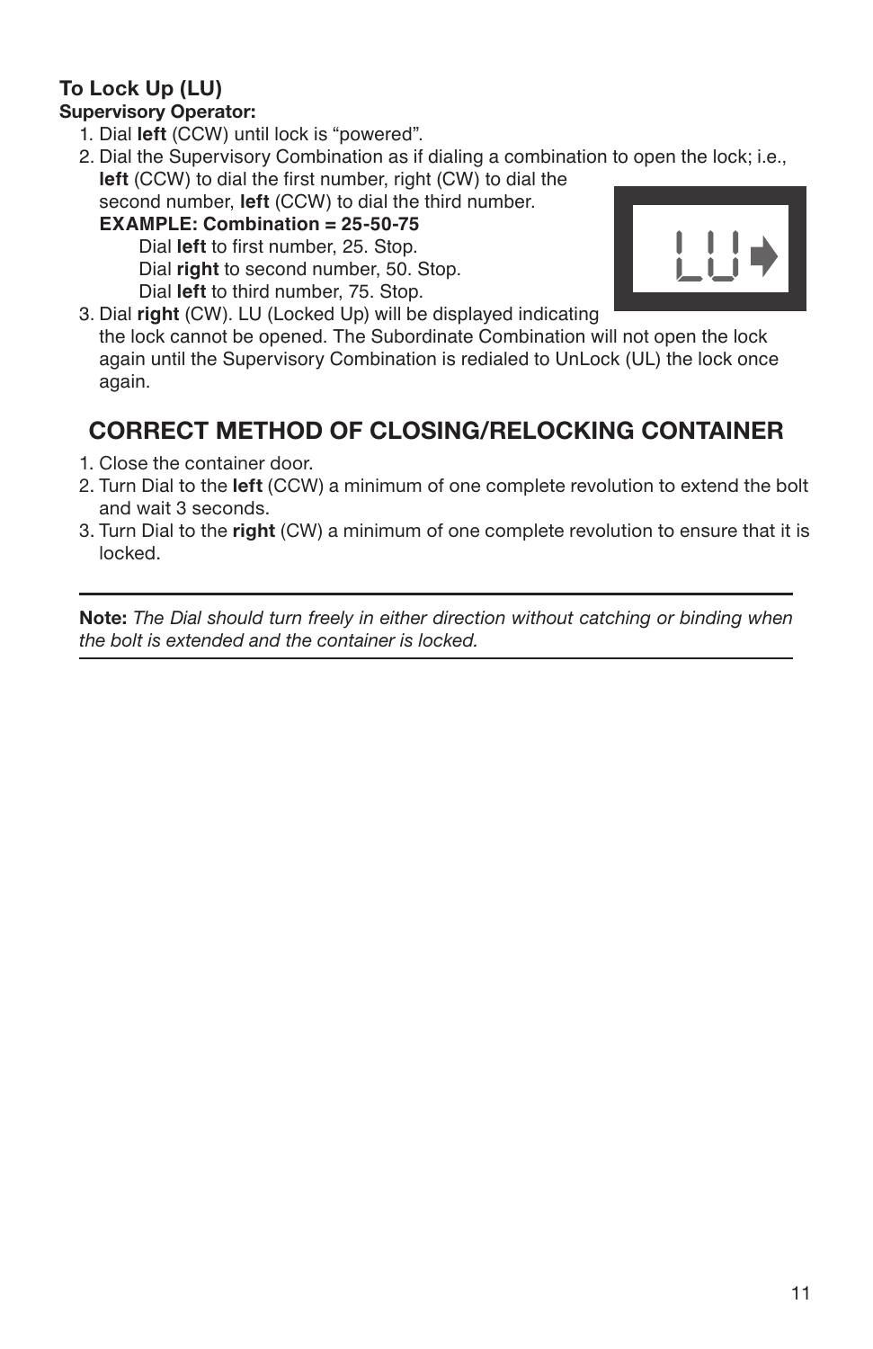### To Lock Up (LU)

**Supervisory Operator:**

1. Dial **left** (CCW) until lock is “powered”.
2. Dial the Supervisory Combination as if dialing a combination to open the lock; i.e., **left** (CCW) to dial the first number, right (CW) to dial the second number, **left** (CCW) to dial the third number.

   **EXAMPLE: Combination = 25-50-75**

   Dial **left** to first number, 25. Stop.
   Dial **right** to second number, 50. Stop.
   Dial **left** to third number, 75. Stop.
3. Dial **right** (CW). LU (Locked Up) will be displayed indicating the lock cannot be opened. The Subordinate Combination will not open the lock again until the Supervisory Combination is redialed to UnLock (UL) the lock once again.

## CORRECT METHOD OF CLOSING/RELOCKING CONTAINER

1. Close the container door.
2. Turn Dial to the **left** (CCW) a minimum of one complete revolution to extend the bolt and wait 3 seconds.
3. Turn Dial to the **right** (CW) a minimum of one complete revolution to ensure that it is locked.

---

**Note:** *The Dial should turn freely in either direction without catching or binding when the bolt is extended and the container is locked.*

---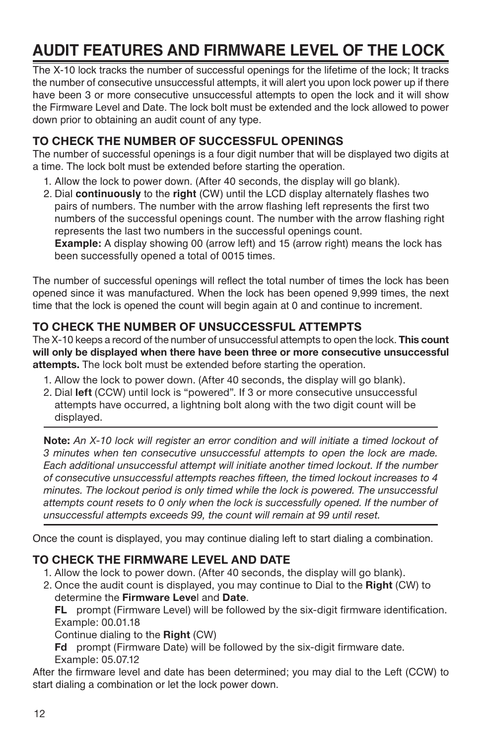# AUDIT FEATURES AND FIRMWARE LEVEL OF THE LOCK

The X-10 lock tracks the number of successful openings for the lifetime of the lock; It tracks the number of consecutive unsuccessful attempts, it will alert you upon lock power up if there have been 3 or more consecutive unsuccessful attempts to open the lock and it will show the Firmware Level and Date. The lock bolt must be extended and the lock allowed to power down prior to obtaining an audit count of any type.

### TO CHECK THE NUMBER OF SUCCESSFUL OPENINGS

The number of successful openings is a four digit number that will be displayed two digits at a time. The lock bolt must be extended before starting the operation.

1. Allow the lock to power down. (After 40 seconds, the display will go blank).
2. Dial **continuously** to the **right** (CW) until the LCD display alternately flashes two pairs of numbers. The number with the arrow flashing left represents the first two numbers of the successful openings count. The number with the arrow flashing right represents the last two numbers in the successful openings count.
   **Example:** A display showing 00 (arrow left) and 15 (arrow right) means the lock has been successfully opened a total of 0015 times.

The number of successful openings will reflect the total number of times the lock has been opened since it was manufactured. When the lock has been opened 9,999 times, the next time that the lock is opened the count will begin again at 0 and continue to increment.

### TO CHECK THE NUMBER OF UNSUCCESSFUL ATTEMPTS

The X-10 keeps a record of the number of unsuccessful attempts to open the lock. **This count will only be displayed when there have been three or more consecutive unsuccessful attempts.** The lock bolt must be extended before starting the operation.

1. Allow the lock to power down. (After 40 seconds, the display will go blank).
2. Dial **left** (CCW) until lock is "powered". If 3 or more consecutive unsuccessful attempts have occurred, a lightning bolt along with the two digit count will be displayed.

---

**Note:** *An X-10 lock will register an error condition and will initiate a timed lockout of 3 minutes when ten consecutive unsuccessful attempts to open the lock are made. Each additional unsuccessful attempt will initiate another timed lockout. If the number of consecutive unsuccessful attempts reaches fifteen, the timed lockout increases to 4 minutes. The lockout period is only timed while the lock is powered. The unsuccessful attempts count resets to 0 only when the lock is successfully opened. If the number of unsuccessful attempts exceeds 99, the count will remain at 99 until reset.*

---

Once the count is displayed, you may continue dialing left to start dialing a combination.

### TO CHECK THE FIRMWARE LEVEL AND DATE

1. Allow the lock to power down. (After 40 seconds, the display will go blank).
2. Once the audit count is displayed, you may continue to Dial to the **Right** (CW) to determine the **Firmware Level** and **Date**.
   **FL** prompt (Firmware Level) will be followed by the six-digit firmware identification. Example: 00.01.18
   Continue dialing to the **Right** (CW)
   **Fd** prompt (Firmware Date) will be followed by the six-digit firmware date. Example: 05.07.12

After the firmware level and date has been determined; you may dial to the Left (CCW) to start dialing a combination or let the lock power down.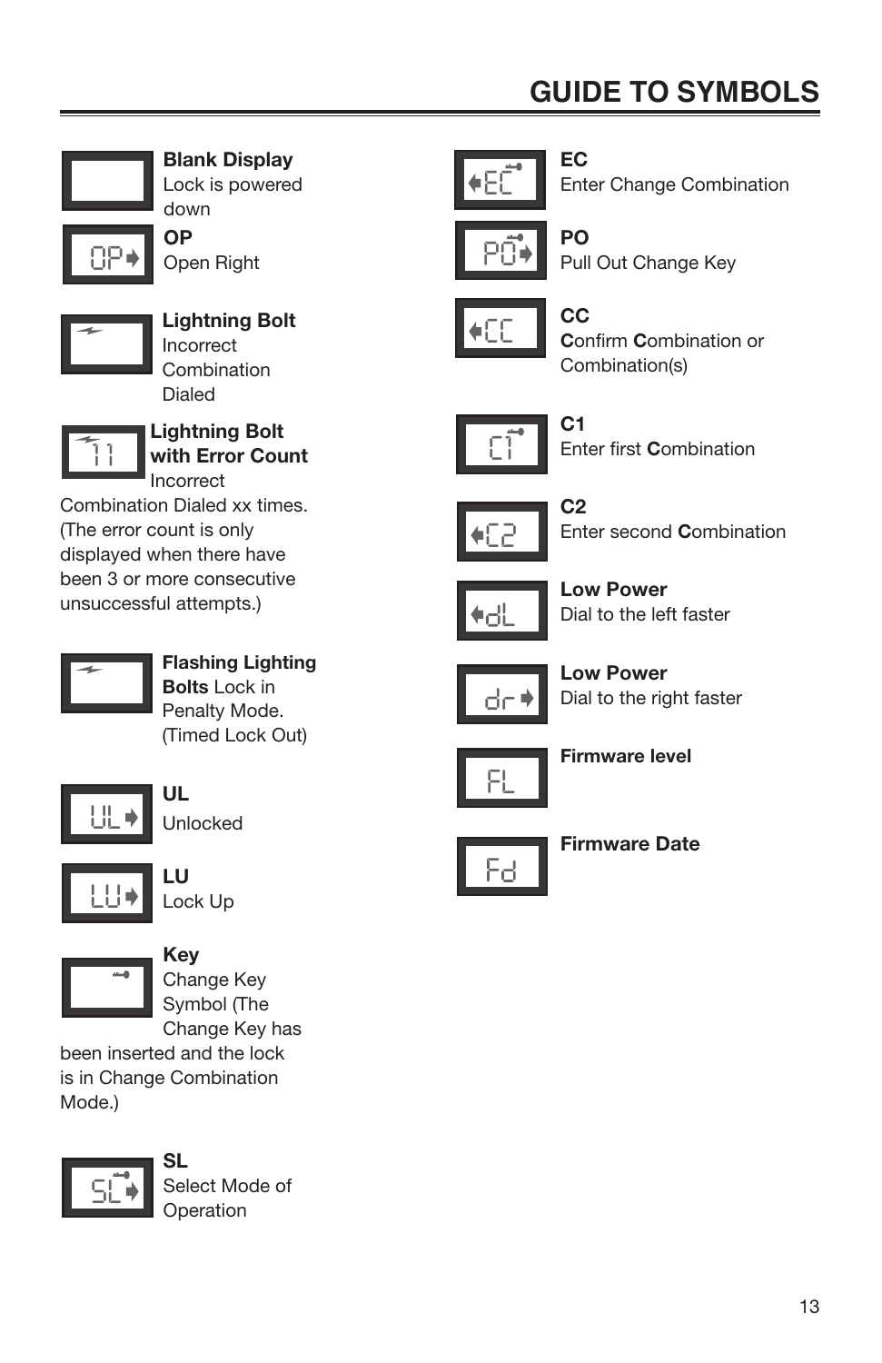# GUIDE TO SYMBOLS

**Blank Display**
Lock is powered down

**OP**
Open Right

**Lightning Bolt**
Incorrect Combination Dialed

**Lightning Bolt with Error Count**
Incorrect Combination Dialed xx times. (The error count is only displayed when there have been 3 or more consecutive unsuccessful attempts.)

**Flashing Lighting Bolts** Lock in Penalty Mode. (Timed Lock Out)

**UL**
Unlocked

**LU**
Lock Up

**Key**
Change Key Symbol (The Change Key has been inserted and the lock is in Change Combination Mode.)

**SL**
Select Mode of Operation

**EC**
Enter Change Combination

**PO**
Pull Out Change Key

**CC**
**C**onfirm **C**ombination or Combination(s)

**C1**
Enter first **C**ombination

**C2**
Enter second **C**ombination

**Low Power**
Dial to the left faster

**Low Power**
Dial to the right faster

**Firmware level**

**Firmware Date**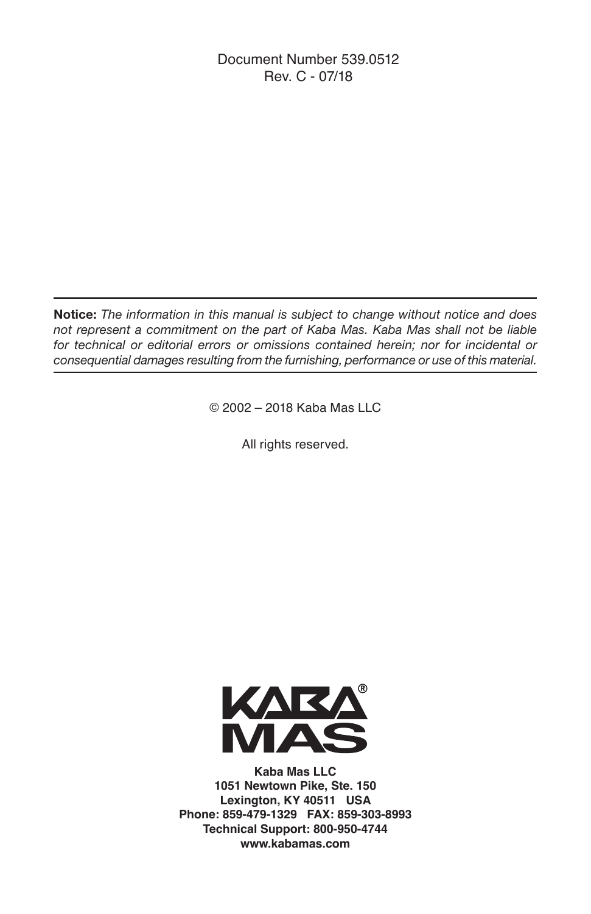Document Number 539.0512
Rev. C - 07/18

---

**Notice:** *The information in this manual is subject to change without notice and does not represent a commitment on the part of Kaba Mas. Kaba Mas shall not be liable for technical or editorial errors or omissions contained herein; nor for incidental or consequential damages resulting from the furnishing, performance or use of this material.*

---

© 2002 – 2018 Kaba Mas LLC

All rights reserved.

KABA® MAS

**Kaba Mas LLC**
**1051 Newtown Pike, Ste. 150**
**Lexington, KY 40511 USA**
**Phone: 859-479-1329 FAX: 859-303-8993**
**Technical Support: 800-950-4744**
**www.kabamas.com**